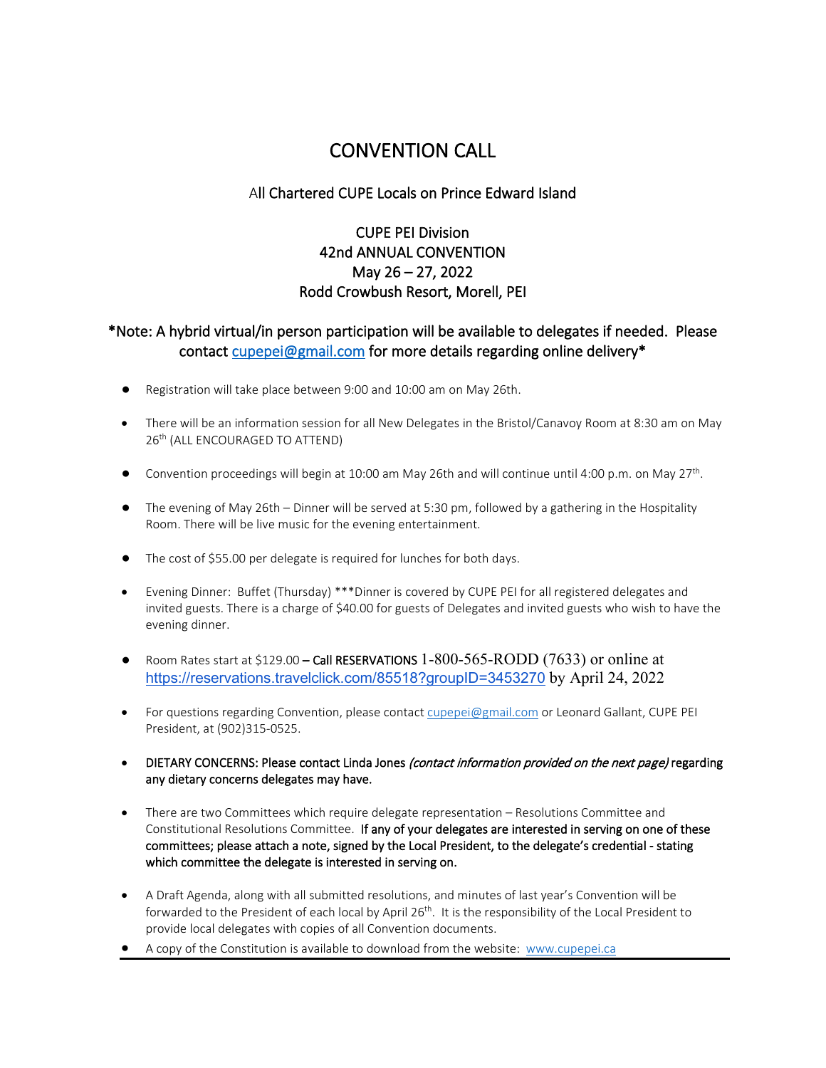# CONVENTION CALL

All Chartered CUPE Locals on Prince Edward Island

CUPE PEI Division
42nd ANNUAL CONVENTION
May 26 – 27, 2022
Rodd Crowbush Resort, Morell, PEI

**\*Note: A hybrid virtual/in person participation will be available to delegates if needed. Please contact cupepei@gmail.com for more details regarding online delivery\***

- Registration will take place between 9:00 and 10:00 am on May 26th.
- There will be an information session for all New Delegates in the Bristol/Canavoy Room at 8:30 am on May 26th (ALL ENCOURAGED TO ATTEND)
- Convention proceedings will begin at 10:00 am May 26th and will continue until 4:00 p.m. on May 27th.
- The evening of May 26th – Dinner will be served at 5:30 pm, followed by a gathering in the Hospitality Room. There will be live music for the evening entertainment.
- The cost of $55.00 per delegate is required for lunches for both days.
- Evening Dinner: Buffet (Thursday) ***Dinner is covered by CUPE PEI for all registered delegates and invited guests. There is a charge of $40.00 for guests of Delegates and invited guests who wish to have the evening dinner.
- Room Rates start at $129.00 – Call RESERVATIONS 1-800-565-RODD (7633) or online at https://reservations.travelclick.com/85518?groupID=3453270 by April 24, 2022
- For questions regarding Convention, please contact cupepei@gmail.com or Leonard Gallant, CUPE PEI President, at (902)315-0525.
- **DIETARY CONCERNS: Please contact Linda Jones *(contact information provided on the next page)* regarding any dietary concerns delegates may have.**
- There are two Committees which require delegate representation – Resolutions Committee and Constitutional Resolutions Committee. **If any of your delegates are interested in serving on one of these committees; please attach a note, signed by the Local President, to the delegate's credential - stating which committee the delegate is interested in serving on.**
- A Draft Agenda, along with all submitted resolutions, and minutes of last year's Convention will be forwarded to the President of each local by April 26th. It is the responsibility of the Local President to provide local delegates with copies of all Convention documents.
- A copy of the Constitution is available to download from the website: www.cupepei.ca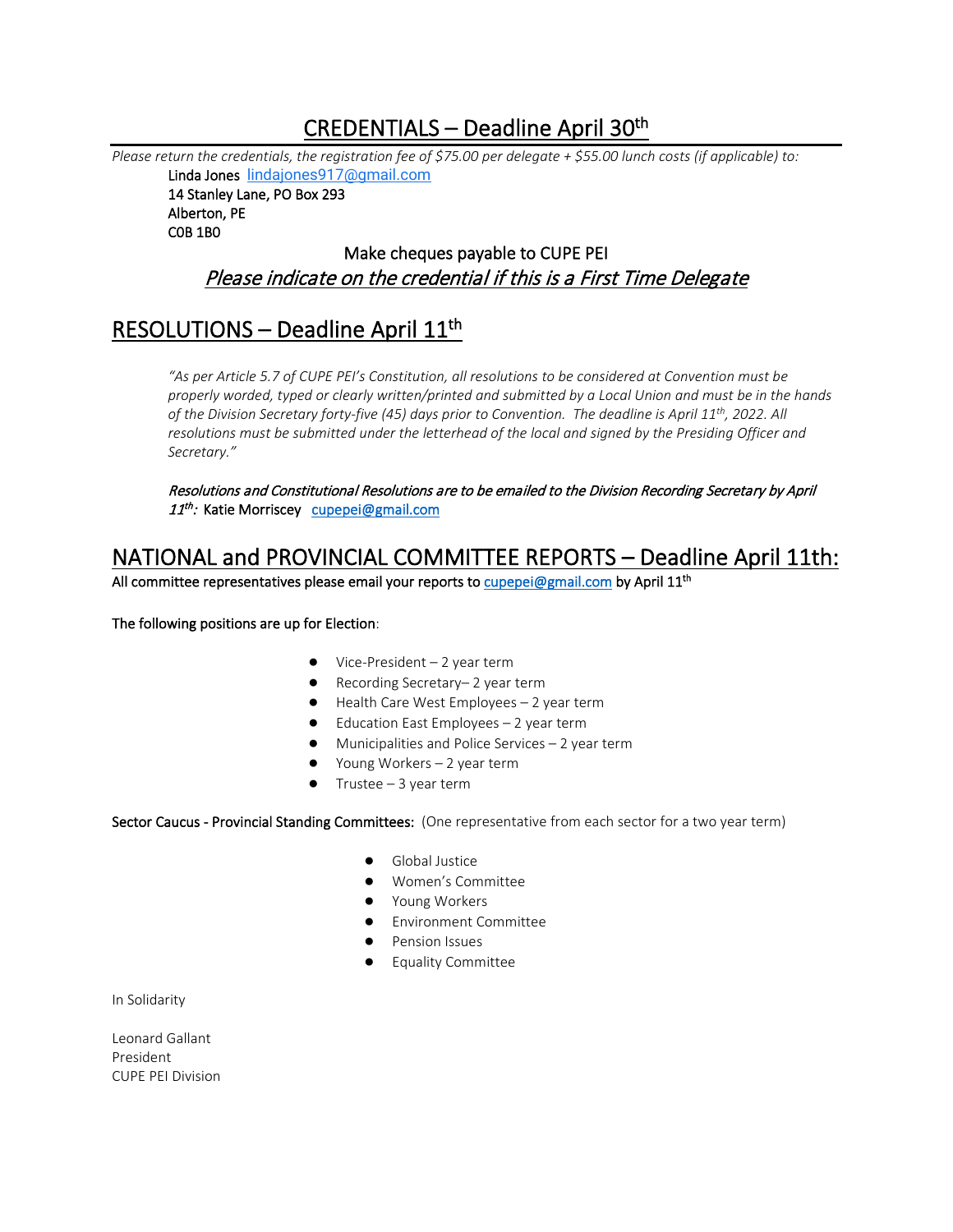## CREDENTIALS – Deadline April 30th

*Please return the credentials, the registration fee of $75.00 per delegate + $55.00 lunch costs (if applicable) to:*

Linda Jones lindajones917@gmail.com
14 Stanley Lane, PO Box 293
Alberton, PE
C0B 1B0

Make cheques payable to CUPE PEI

*Please indicate on the credential if this is a First Time Delegate*

## RESOLUTIONS – Deadline April 11th

*"As per Article 5.7 of CUPE PEI's Constitution, all resolutions to be considered at Convention must be properly worded, typed or clearly written/printed and submitted by a Local Union and must be in the hands of the Division Secretary forty-five (45) days prior to Convention. The deadline is April 11th, 2022. All resolutions must be submitted under the letterhead of the local and signed by the Presiding Officer and Secretary."*

*Resolutions and Constitutional Resolutions are to be emailed to the Division Recording Secretary by April 11th:* Katie Morriscey cupepei@gmail.com

## NATIONAL and PROVINCIAL COMMITTEE REPORTS – Deadline April 11th:

All committee representatives please email your reports to cupepei@gmail.com by April 11th

The following positions are up for Election:

- Vice-President – 2 year term
- Recording Secretary– 2 year term
- Health Care West Employees – 2 year term
- Education East Employees – 2 year term
- Municipalities and Police Services – 2 year term
- Young Workers – 2 year term
- Trustee – 3 year term

Sector Caucus - Provincial Standing Committees: (One representative from each sector for a two year term)

- Global Justice
- Women's Committee
- Young Workers
- Environment Committee
- Pension Issues
- Equality Committee

In Solidarity

Leonard Gallant
President
CUPE PEI Division